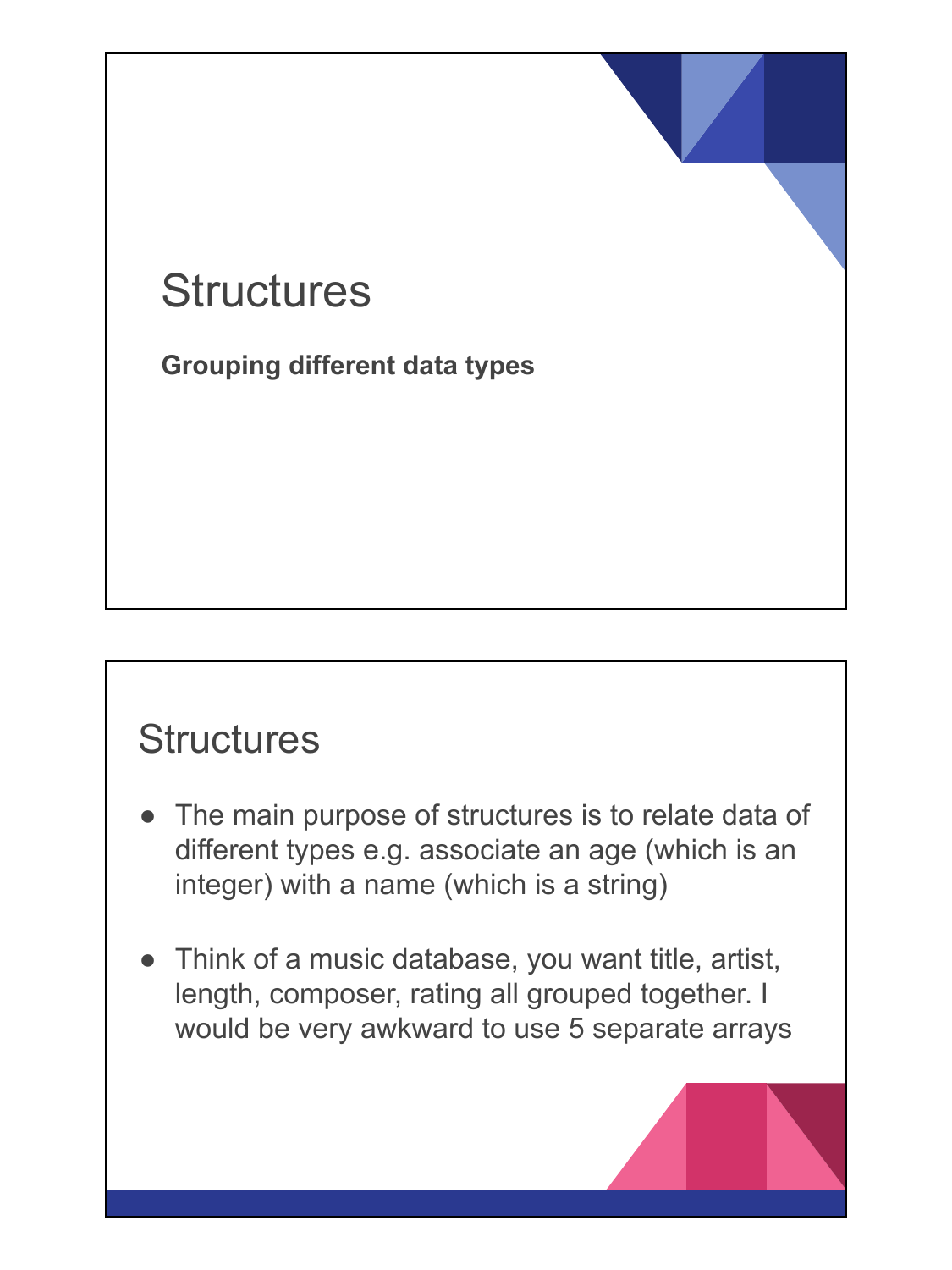# Structures

**Grouping different data types**

## Structures

- The main purpose of structures is to relate data of different types e.g. associate an age (which is an integer) with a name (which is a string)
- Think of a music database, you want title, artist, length, composer, rating all grouped together. I would be very awkward to use 5 separate arrays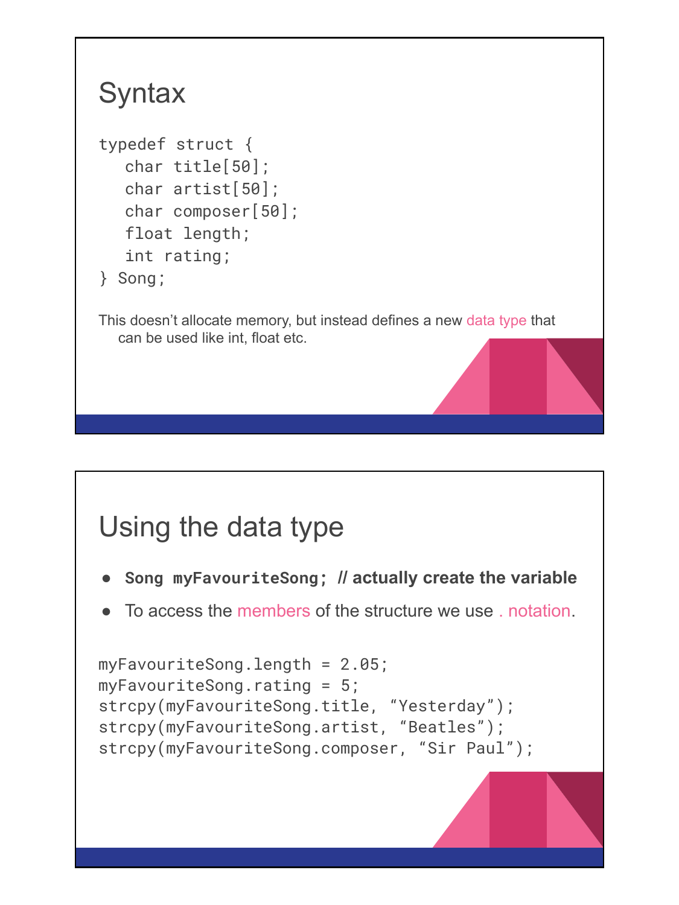## Syntax

```
typedef struct {
   char title[50];
   char artist[50];
   char composer[50];
   float length;
   int rating;
} Song;
```

This doesn't allocate memory, but instead defines a new data type that can be used like int, float etc.

## Using the data type

- **`Song myFavouriteSong;` // actually create the variable**
- To access the members of the structure we use . notation.

```
myFavouriteSong.length = 2.05;
myFavouriteSong.rating = 5;
strcpy(myFavouriteSong.title, "Yesterday");
strcpy(myFavouriteSong.artist, "Beatles");
strcpy(myFavouriteSong.composer, "Sir Paul");
```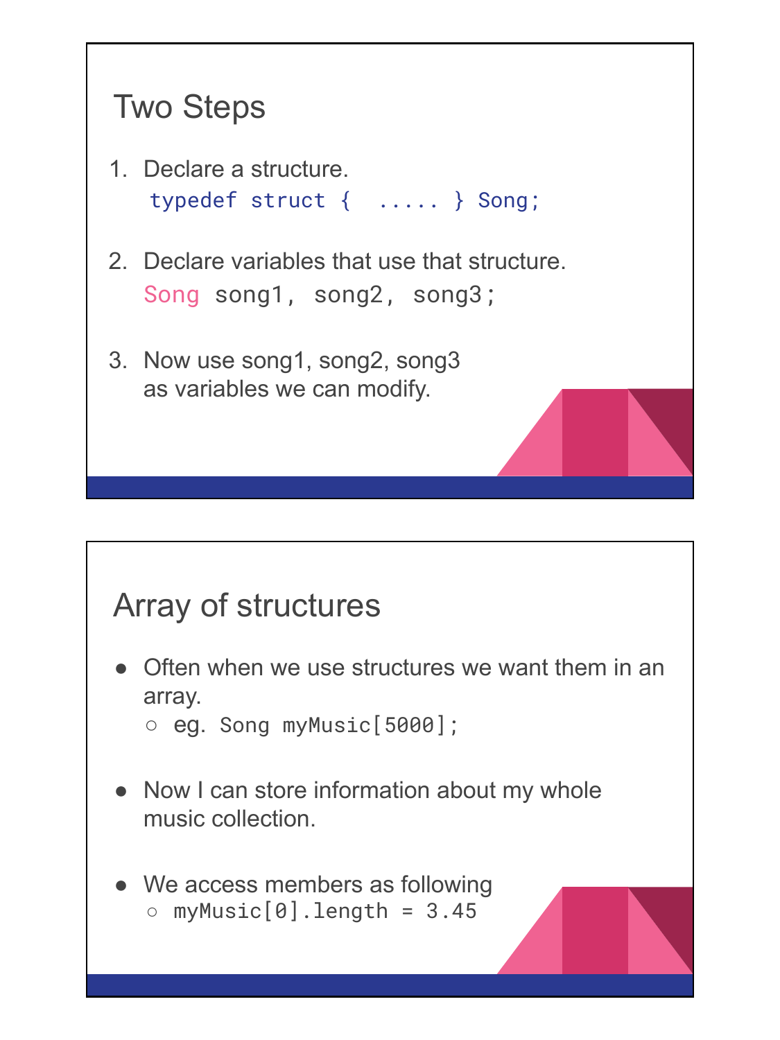## Two Steps

1. Declare a structure.
   ```
   typedef struct {  ..... } Song;
   ```
2. Declare variables that use that structure.
   ```
   Song song1, song2, song3;
   ```
3. Now use song1, song2, song3 as variables we can modify.

## Array of structures

- Often when we use structures we want them in an array.
  - eg. `Song myMusic[5000];`
- Now I can store information about my whole music collection.
- We access members as following
  - `myMusic[0].length = 3.45`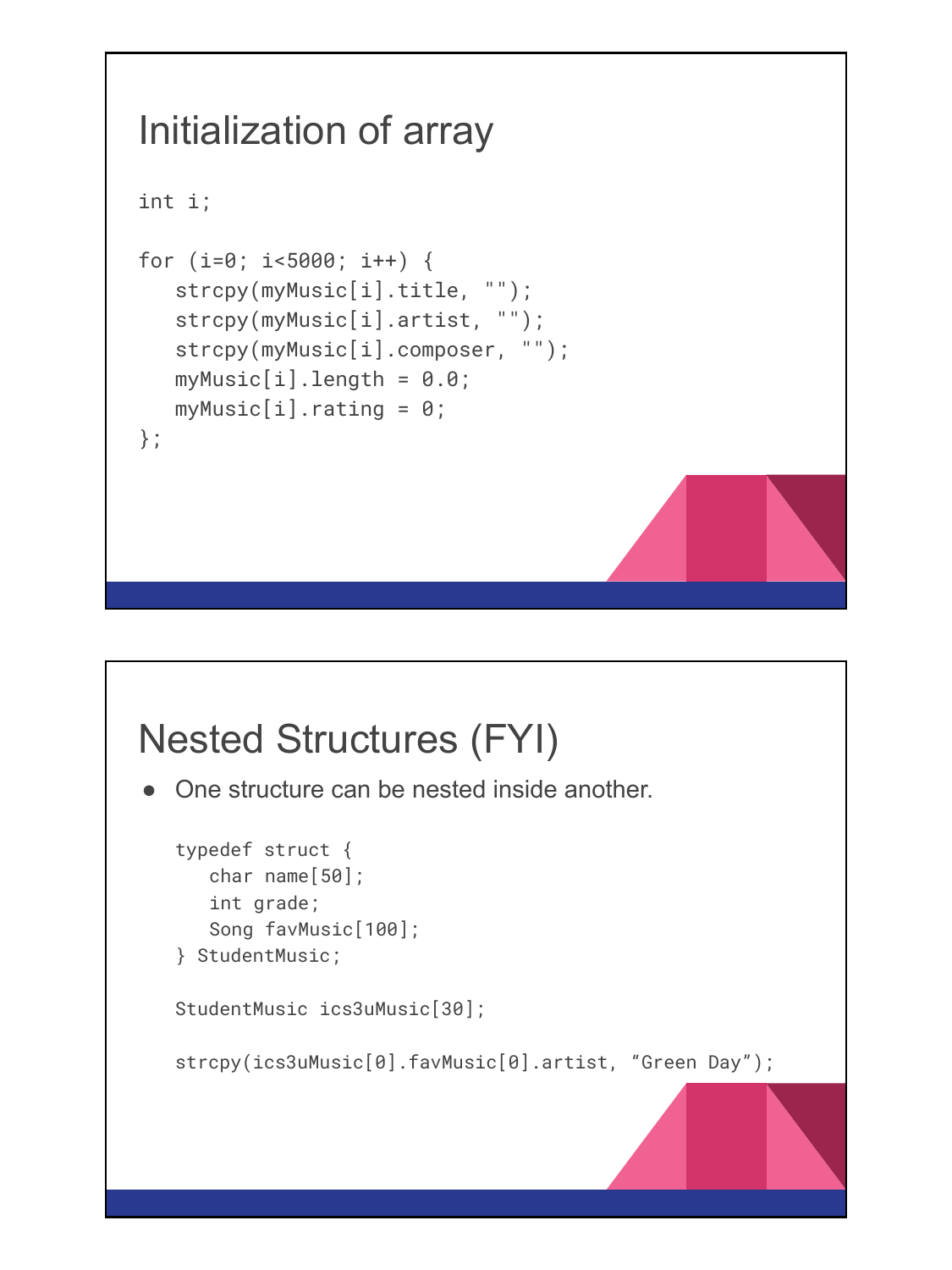# Initialization of array

```
int i;

for (i=0; i<5000; i++) {
   strcpy(myMusic[i].title, "");
   strcpy(myMusic[i].artist, "");
   strcpy(myMusic[i].composer, "");
   myMusic[i].length = 0.0;
   myMusic[i].rating = 0;
};
```

# Nested Structures (FYI)

- One structure can be nested inside another.

```
typedef struct {
   char name[50];
   int grade;
   Song favMusic[100];
} StudentMusic;

StudentMusic ics3uMusic[30];

strcpy(ics3uMusic[0].favMusic[0].artist, “Green Day”);
```